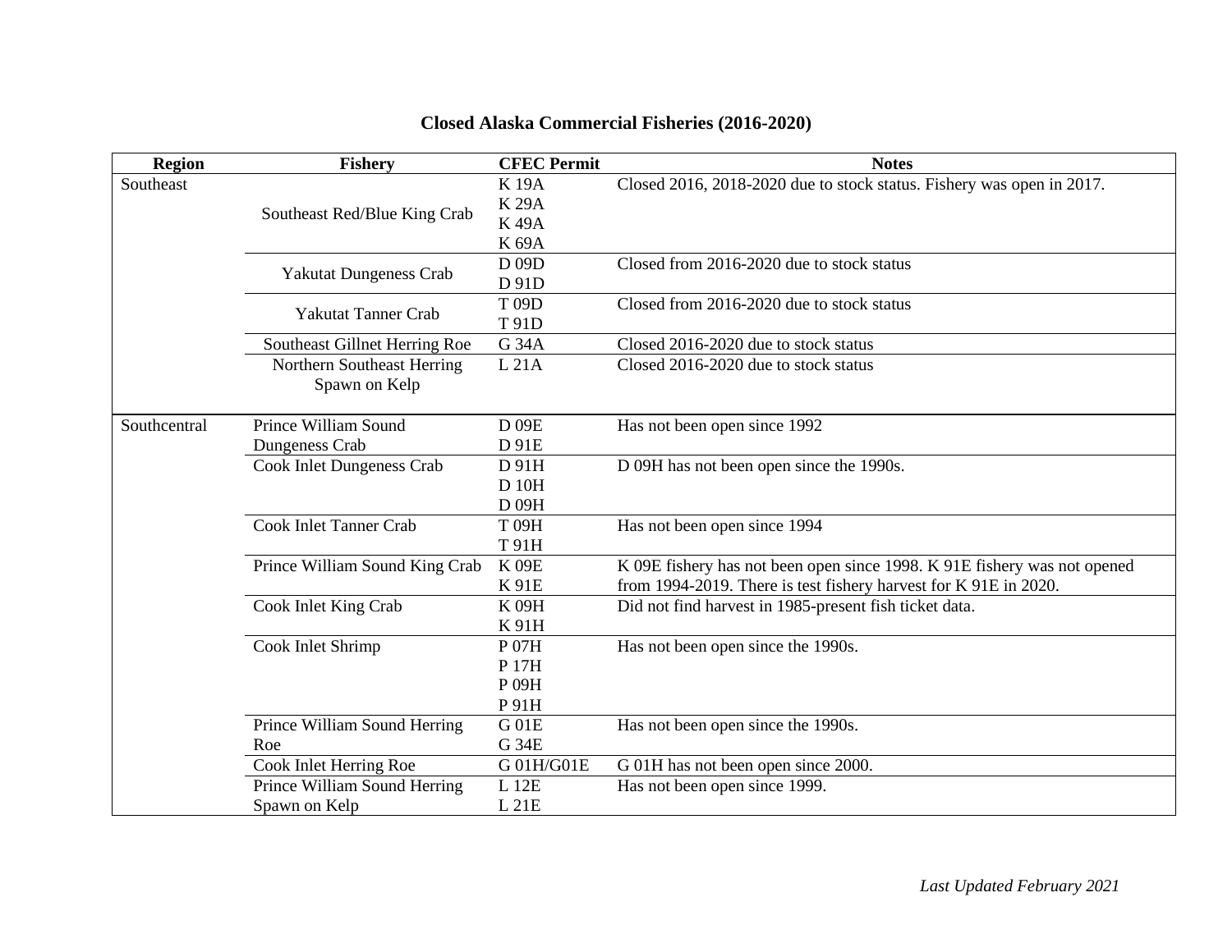# Closed Alaska Commercial Fisheries (2016-2020)

| Region | Fishery | CFEC Permit | Notes |
|---|---|---|---|
| Southeast | Southeast Red/Blue King Crab | K 19A<br>K 29A<br>K 49A<br>K 69A | Closed 2016, 2018-2020 due to stock status. Fishery was open in 2017. |
| | Yakutat Dungeness Crab | D 09D<br>D 91D | Closed from 2016-2020 due to stock status |
| | Yakutat Tanner Crab | T 09D<br>T 91D | Closed from 2016-2020 due to stock status |
| | Southeast Gillnet Herring Roe | G 34A | Closed 2016-2020 due to stock status |
| | Northern Southeast Herring Spawn on Kelp | L 21A | Closed 2016-2020 due to stock status |
| Southcentral | Prince William Sound Dungeness Crab | D 09E<br>D 91E | Has not been open since 1992 |
| | Cook Inlet Dungeness Crab | D 91H<br>D 10H<br>D 09H | D 09H has not been open since the 1990s. |
| | Cook Inlet Tanner Crab | T 09H<br>T 91H | Has not been open since 1994 |
| | Prince William Sound King Crab | K 09E<br>K 91E | K 09E fishery has not been open since 1998. K 91E fishery was not opened from 1994-2019. There is test fishery harvest for K 91E in 2020. |
| | Cook Inlet King Crab | K 09H<br>K 91H | Did not find harvest in 1985-present fish ticket data. |
| | Cook Inlet Shrimp | P 07H<br>P 17H<br>P 09H<br>P 91H | Has not been open since the 1990s. |
| | Prince William Sound Herring Roe | G 01E<br>G 34E | Has not been open since the 1990s. |
| | Cook Inlet Herring Roe | G 01H/G01E | G 01H has not been open since 2000. |
| | Prince William Sound Herring Spawn on Kelp | L 12E<br>L 21E | Has not been open since 1999. |

*Last Updated February 2021*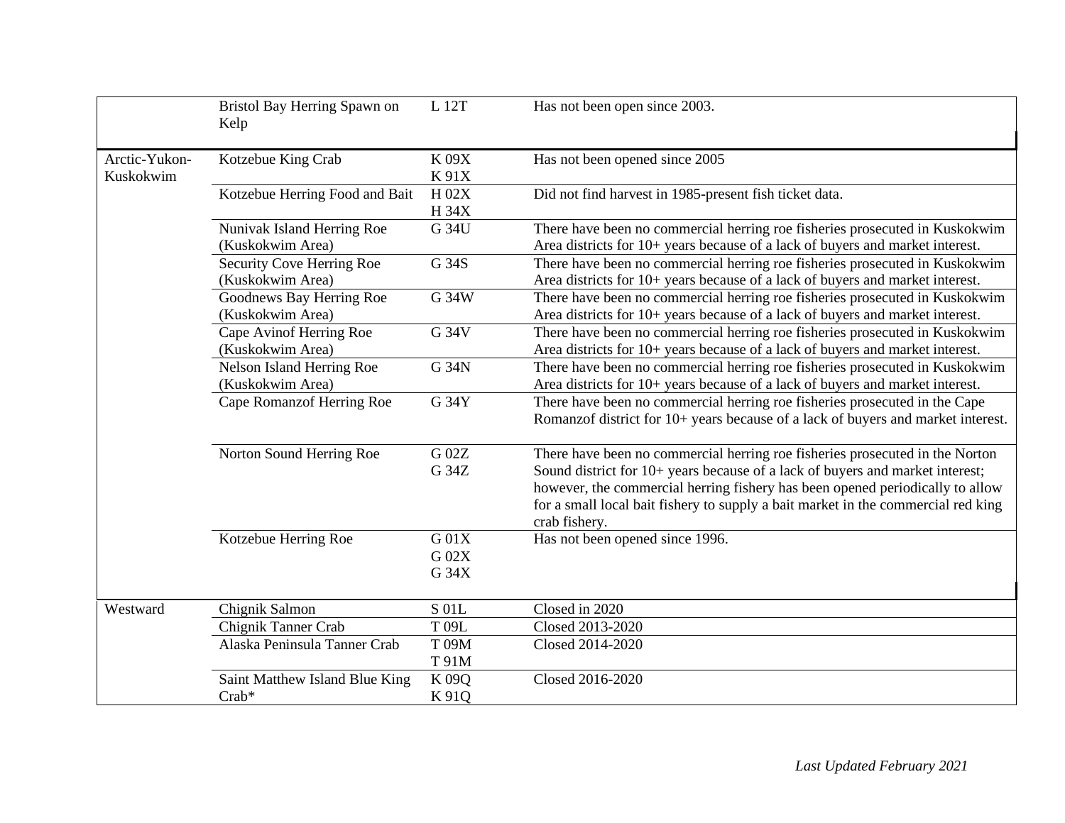| | | | |
|---|---|---|---|
| | Bristol Bay Herring Spawn on Kelp | L 12T | Has not been open since 2003. |
| Arctic-Yukon-Kuskokwim | Kotzebue King Crab | K 09X<br>K 91X | Has not been opened since 2005 |
| | Kotzebue Herring Food and Bait | H 02X<br>H 34X | Did not find harvest in 1985-present fish ticket data. |
| | Nunivak Island Herring Roe (Kuskokwim Area) | G 34U | There have been no commercial herring roe fisheries prosecuted in Kuskokwim Area districts for 10+ years because of a lack of buyers and market interest. |
| | Security Cove Herring Roe (Kuskokwim Area) | G 34S | There have been no commercial herring roe fisheries prosecuted in Kuskokwim Area districts for 10+ years because of a lack of buyers and market interest. |
| | Goodnews Bay Herring Roe (Kuskokwim Area) | G 34W | There have been no commercial herring roe fisheries prosecuted in Kuskokwim Area districts for 10+ years because of a lack of buyers and market interest. |
| | Cape Avinof Herring Roe (Kuskokwim Area) | G 34V | There have been no commercial herring roe fisheries prosecuted in Kuskokwim Area districts for 10+ years because of a lack of buyers and market interest. |
| | Nelson Island Herring Roe (Kuskokwim Area) | G 34N | There have been no commercial herring roe fisheries prosecuted in Kuskokwim Area districts for 10+ years because of a lack of buyers and market interest. |
| | Cape Romanzof Herring Roe | G 34Y | There have been no commercial herring roe fisheries prosecuted in the Cape Romanzof district for 10+ years because of a lack of buyers and market interest. |
| | Norton Sound Herring Roe | G 02Z<br>G 34Z | There have been no commercial herring roe fisheries prosecuted in the Norton Sound district for 10+ years because of a lack of buyers and market interest; however, the commercial herring fishery has been opened periodically to allow for a small local bait fishery to supply a bait market in the commercial red king crab fishery. |
| | Kotzebue Herring Roe | G 01X<br>G 02X<br>G 34X | Has not been opened since 1996. |
| Westward | Chignik Salmon | S 01L | Closed in 2020 |
| | Chignik Tanner Crab | T 09L | Closed 2013-2020 |
| | Alaska Peninsula Tanner Crab | T 09M<br>T 91M | Closed 2014-2020 |
| | Saint Matthew Island Blue King Crab* | K 09Q<br>K 91Q | Closed 2016-2020 |

*Last Updated February 2021*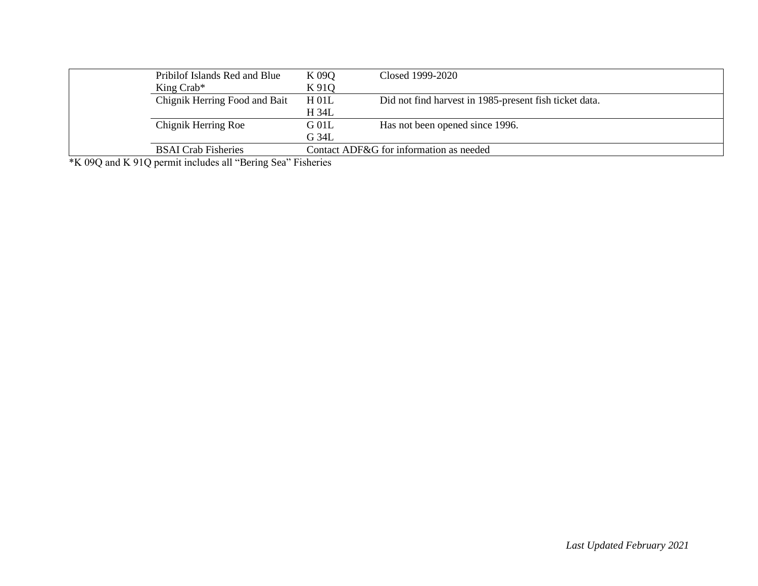| | | | |
|---|---|---|---|
| | Pribilof Islands Red and Blue King Crab* | K 09Q<br>K 91Q | Closed 1999-2020 |
| | Chignik Herring Food and Bait | H 01L<br>H 34L | Did not find harvest in 1985-present fish ticket data. |
| | Chignik Herring Roe | G 01L<br>G 34L | Has not been opened since 1996. |
| | BSAI Crab Fisheries | Contact ADF&G for information as needed | |

*K 09Q and K 91Q permit includes all "Bering Sea" Fisheries

*Last Updated February 2021*